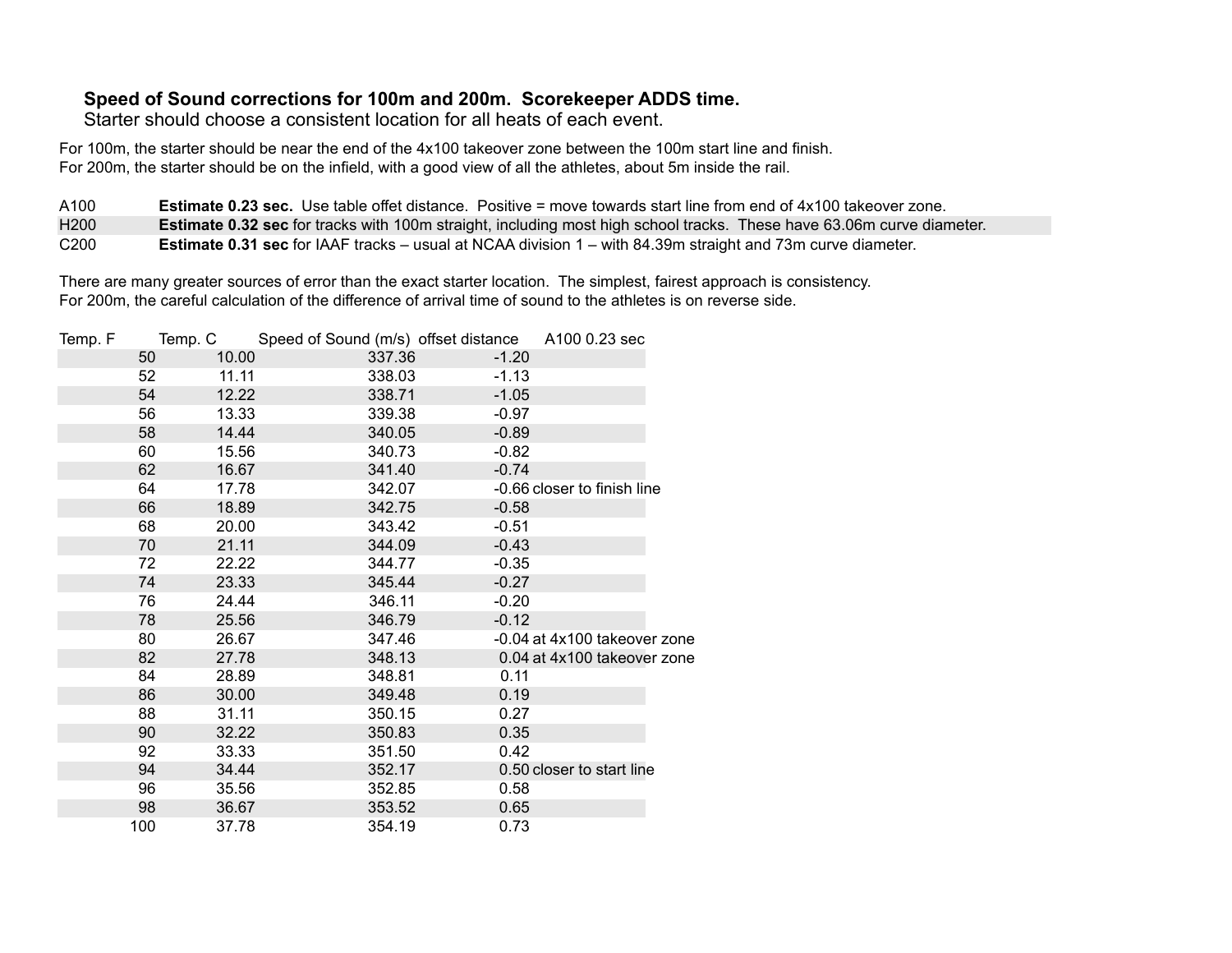**Speed of Sound corrections for 100m and 200m. Scorekeeper ADDS time.**
Starter should choose a consistent location for all heats of each event.

For 100m, the starter should be near the end of the 4x100 takeover zone between the 100m start line and finish.
For 200m, the starter should be on the infield, with a good view of all the athletes, about 5m inside the rail.

| | |
|---|---|
| A100 | **Estimate 0.23 sec.** Use table offet distance. Positive = move towards start line from end of 4x100 takeover zone. |
| H200 | **Estimate 0.32 sec** for tracks with 100m straight, including most high school tracks. These have 63.06m curve diameter. |
| C200 | **Estimate 0.31 sec** for IAAF tracks – usual at NCAA division 1 – with 84.39m straight and 73m curve diameter. |

There are many greater sources of error than the exact starter location. The simplest, fairest approach is consistency.
For 200m, the careful calculation of the difference of arrival time of sound to the athletes is on reverse side.

| Temp. F | Temp. C | Speed of Sound (m/s) | offset distance | A100 0.23 sec |
|---|---|---|---|---|
| 50 | 10.00 | 337.36 | -1.20 | |
| 52 | 11.11 | 338.03 | -1.13 | |
| 54 | 12.22 | 338.71 | -1.05 | |
| 56 | 13.33 | 339.38 | -0.97 | |
| 58 | 14.44 | 340.05 | -0.89 | |
| 60 | 15.56 | 340.73 | -0.82 | |
| 62 | 16.67 | 341.40 | -0.74 | |
| 64 | 17.78 | 342.07 | -0.66 | closer to finish line |
| 66 | 18.89 | 342.75 | -0.58 | |
| 68 | 20.00 | 343.42 | -0.51 | |
| 70 | 21.11 | 344.09 | -0.43 | |
| 72 | 22.22 | 344.77 | -0.35 | |
| 74 | 23.33 | 345.44 | -0.27 | |
| 76 | 24.44 | 346.11 | -0.20 | |
| 78 | 25.56 | 346.79 | -0.12 | |
| 80 | 26.67 | 347.46 | -0.04 | at 4x100 takeover zone |
| 82 | 27.78 | 348.13 | 0.04 | at 4x100 takeover zone |
| 84 | 28.89 | 348.81 | 0.11 | |
| 86 | 30.00 | 349.48 | 0.19 | |
| 88 | 31.11 | 350.15 | 0.27 | |
| 90 | 32.22 | 350.83 | 0.35 | |
| 92 | 33.33 | 351.50 | 0.42 | |
| 94 | 34.44 | 352.17 | 0.50 | closer to start line |
| 96 | 35.56 | 352.85 | 0.58 | |
| 98 | 36.67 | 353.52 | 0.65 | |
| 100 | 37.78 | 354.19 | 0.73 | |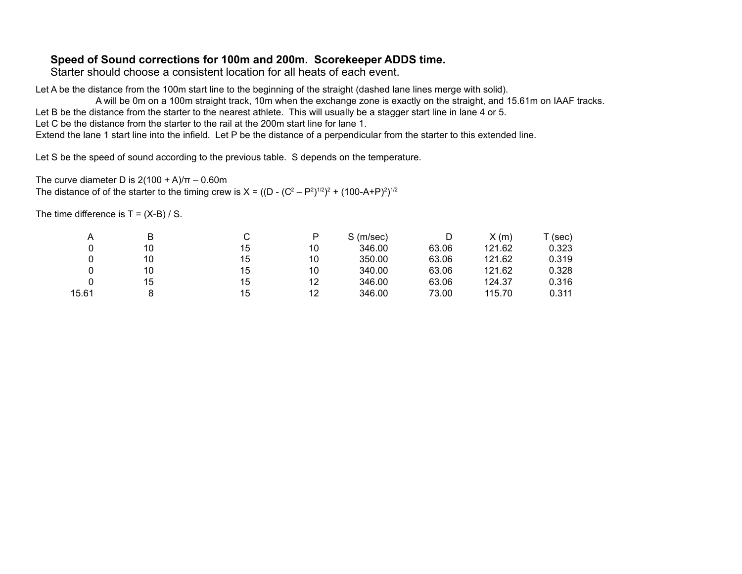**Speed of Sound corrections for 100m and 200m. Scorekeeper ADDS time.**

Starter should choose a consistent location for all heats of each event.

Let A be the distance from the 100m start line to the beginning of the straight (dashed lane lines merge with solid).

A will be 0m on a 100m straight track, 10m when the exchange zone is exactly on the straight, and 15.61m on IAAF tracks.

Let B be the distance from the starter to the nearest athlete. This will usually be a stagger start line in lane 4 or 5.

Let C be the distance from the starter to the rail at the 200m start line for lane 1.

Extend the lane 1 start line into the infield. Let P be the distance of a perpendicular from the starter to this extended line.

Let S be the speed of sound according to the previous table. S depends on the temperature.

The curve diameter D is $2(100 + A)/\pi - 0.60$m

The distance of of the starter to the timing crew is $X = ((D - (C^2 - P^2)^{1/2})^2 + (100-A+P)^2)^{1/2}$

The time difference is $T = (X-B) / S$.

| A | B | C | P | S (m/sec) | D | X (m) | T (sec) |
|---|---|---|---|---|---|---|---|
| 0 | 10 | 15 | 10 | 346.00 | 63.06 | 121.62 | 0.323 |
| 0 | 10 | 15 | 10 | 350.00 | 63.06 | 121.62 | 0.319 |
| 0 | 10 | 15 | 10 | 340.00 | 63.06 | 121.62 | 0.328 |
| 0 | 15 | 15 | 12 | 346.00 | 63.06 | 124.37 | 0.316 |
| 15.61 | 8 | 15 | 12 | 346.00 | 73.00 | 115.70 | 0.311 |